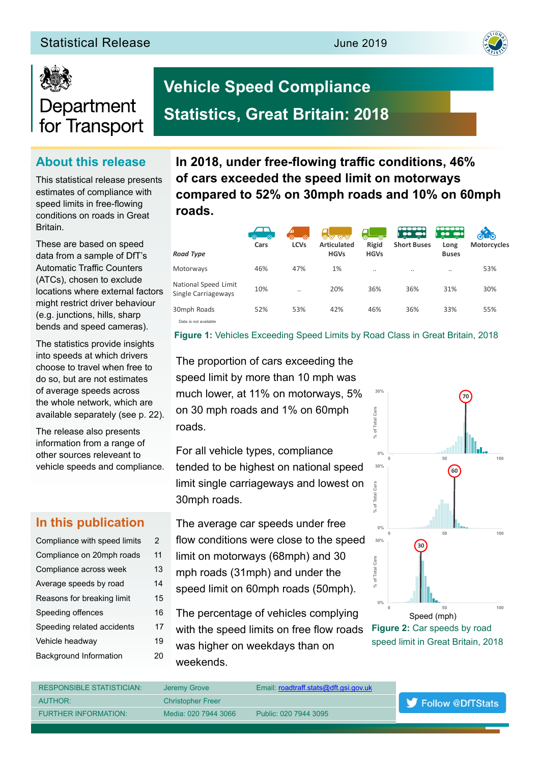Statistical Release June 2019

# Department for Transport

# Vehicle Speed Compliance Statistics, Great Britain: 2018

## About this release

This statistical release presents estimates of compliance with speed limits in free-flowing conditions on roads in Great Britain.

These are based on speed data from a sample of DfT's Automatic Traffic Counters (ATCs), chosen to exclude locations where external factors might restrict driver behaviour (e.g. junctions, hills, sharp bends and speed cameras).

The statistics provide insights into speeds at which drivers choose to travel when free to do so, but are not estimates of average speeds across the whole network, which are available separately (see p. 22).

The release also presents information from a range of other sources releevant to vehicle speeds and compliance.

## In this publication

| | |
|---|---|
| Compliance with speed limits | 2 |
| Compliance on 20mph roads | 11 |
| Compliance across week | 13 |
| Average speeds by road | 14 |
| Reasons for breaking limit | 15 |
| Speeding offences | 16 |
| Speeding related accidents | 17 |
| Vehicle headway | 19 |
| Background Information | 20 |

**In 2018, under free-flowing traffic conditions, 46% of cars exceeded the speed limit on motorways compared to 52% on 30mph roads and 10% on 60mph roads.**

| *Road Type* | Cars | LCVs | Articulated HGVs | Rigid HGVs | Short Buses | Long Buses | Motorcycles |
|---|---|---|---|---|---|---|---|
| Motorways | 46% | 47% | 1% | .. | .. | .. | 53% |
| National Speed Limit Single Carriageways | 10% | .. | 20% | 36% | 36% | 31% | 30% |
| 30mph Roads | 52% | 53% | 42% | 46% | 36% | 33% | 55% |

.. Data is not available

**Figure 1:** Vehicles Exceeding Speed Limits by Road Class in Great Britain, 2018

The proportion of cars exceeding the speed limit by more than 10 mph was much lower, at 11% on motorways, 5% on 30 mph roads and 1% on 60mph roads.

For all vehicle types, compliance tended to be highest on national speed limit single carriageways and lowest on 30mph roads.

The average car speeds under free flow conditions were close to the speed limit on motorways (68mph) and 30 mph roads (31mph) and under the speed limit on 60mph roads (50mph).

The percentage of vehicles complying with the speed limits on free flow roads was higher on weekdays than on weekends.

**Figure 2:** Car speeds by road speed limit in Great Britain, 2018

| | | |
|---|---|---|
| RESPONSIBLE STATISTICIAN: | Jeremy Grove | Email: roadtraff.stats@dft.gsi.gov.uk |
| AUTHOR: | Christopher Freer | |
| FURTHER INFORMATION: | Media: 020 7944 3066 | Public: 020 7944 3095 |

Follow @DfTStats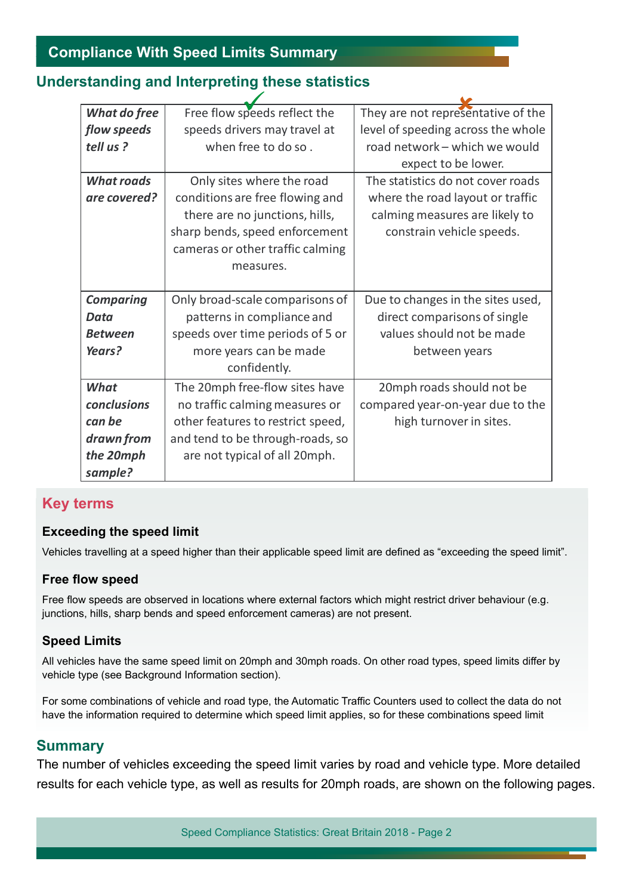## Compliance With Speed Limits Summary

### Understanding and Interpreting these statistics

| | ✓ | ✗ |
|---|---|---|
| ***What do free flow speeds tell us ?*** | Free flow speeds reflect the speeds drivers may travel at when free to do so . | They are not representative of the level of speeding across the whole road network – which we would expect to be lower. |
| ***What roads are covered?*** | Only sites where the road conditions are free flowing and there are no junctions, hills, sharp bends, speed enforcement cameras or other traffic calming measures. | The statistics do not cover roads where the road layout or traffic calming measures are likely to constrain vehicle speeds. |
| ***Comparing Data Between Years?*** | Only broad-scale comparisons of patterns in compliance and speeds over time periods of 5 or more years can be made confidently. | Due to changes in the sites used, direct comparisons of single values should not be made between years |
| ***What conclusions can be drawn from the 20mph sample?*** | The 20mph free-flow sites have no traffic calming measures or other features to restrict speed, and tend to be through-roads, so are not typical of all 20mph. | 20mph roads should not be compared year-on-year due to the high turnover in sites. |

### Key terms

**Exceeding the speed limit**

Vehicles travelling at a speed higher than their applicable speed limit are defined as "exceeding the speed limit".

**Free flow speed**

Free flow speeds are observed in locations where external factors which might restrict driver behaviour (e.g. junctions, hills, sharp bends and speed enforcement cameras) are not present.

**Speed Limits**

All vehicles have the same speed limit on 20mph and 30mph roads. On other road types, speed limits differ by vehicle type (see Background Information section).

For some combinations of vehicle and road type, the Automatic Traffic Counters used to collect the data do not have the information required to determine which speed limit applies, so for these combinations speed limit

### Summary

The number of vehicles exceeding the speed limit varies by road and vehicle type. More detailed results for each vehicle type, as well as results for 20mph roads, are shown on the following pages.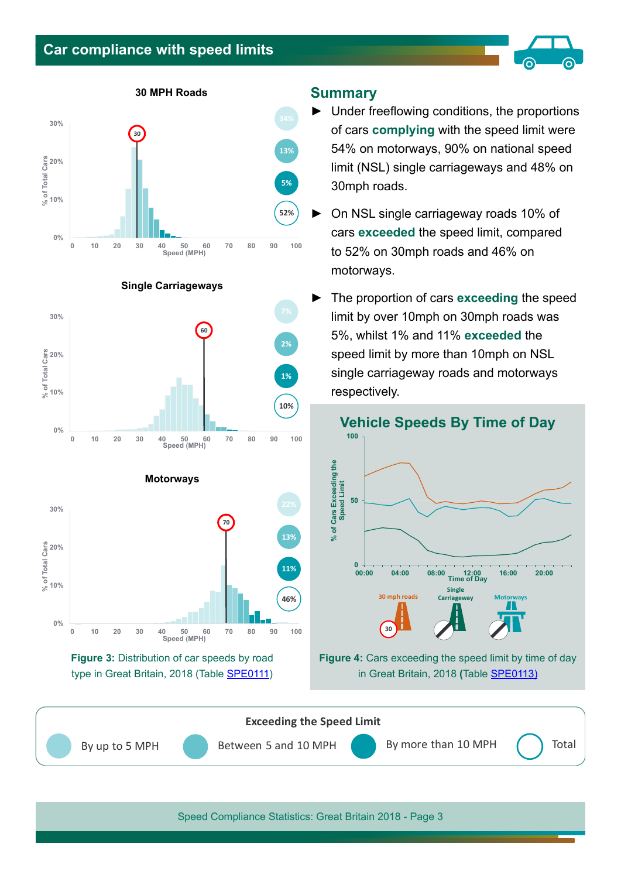# Car compliance with speed limits

## Summary

- Under freeflowing conditions, the proportions of cars **complying** with the speed limit were 54% on motorways, 90% on national speed limit (NSL) single carriageways and 48% on 30mph roads.
- On NSL single carriageway roads 10% of cars **exceeded** the speed limit, compared to 52% on 30mph roads and 46% on motorways.
- The proportion of cars **exceeding** the speed limit by over 10mph on 30mph roads was 5%, whilst 1% and 11% **exceeded** the speed limit by more than 10mph on NSL single carriageway roads and motorways respectively.

**30 MPH Roads**

| Exceeding the Speed Limit | % |
|---|---|
| By up to 5 MPH | 34% |
| Between 5 and 10 MPH | 13% |
| By more than 10 MPH | 5% |
| Total | 52% |

**Single Carriageways**

| Exceeding the Speed Limit | % |
|---|---|
| By up to 5 MPH | 7% |
| Between 5 and 10 MPH | 2% |
| By more than 10 MPH | 1% |
| Total | 10% |

**Motorways**

| Exceeding the Speed Limit | % |
|---|---|
| By up to 5 MPH | 22% |
| Between 5 and 10 MPH | 13% |
| By more than 10 MPH | 11% |
| Total | 46% |

**Figure 3:** Distribution of car speeds by road type in Great Britain, 2018 (Table SPE0111)

### Vehicle Speeds By Time of Day

**Figure 4:** Cars exceeding the speed limit by time of day in Great Britain, 2018 **(**Table SPE0113)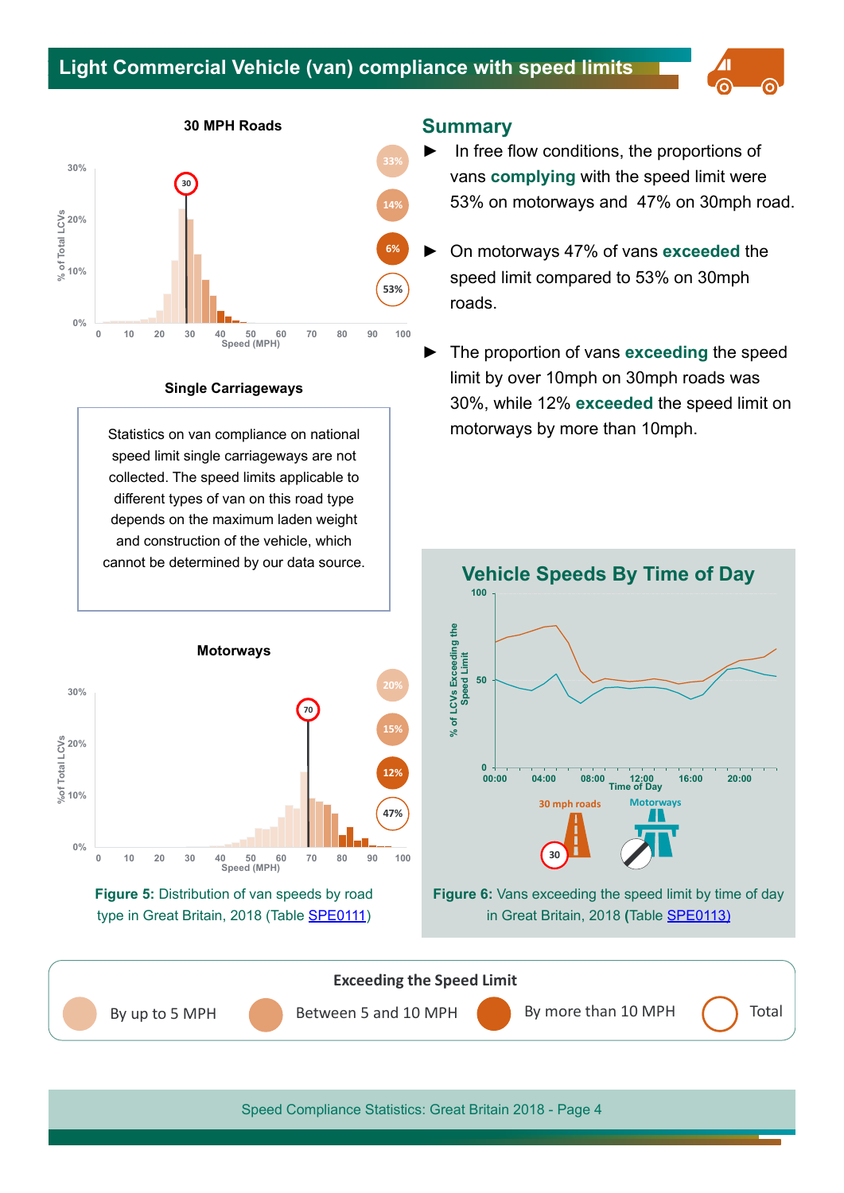# Light Commercial Vehicle (van) compliance with speed limits

## Summary

- ► In free flow conditions, the proportions of vans **complying** with the speed limit were 53% on motorways and 47% on 30mph road.
- ► On motorways 47% of vans **exceeded** the speed limit compared to 53% on 30mph roads.
- ► The proportion of vans **exceeding** the speed limit by over 10mph on 30mph roads was 30%, while 12% **exceeded** the speed limit on motorways by more than 10mph.

**30 MPH Roads**

33% | 14% | 6% | 53%

**Single Carriageways**

Statistics on van compliance on national speed limit single carriageways are not collected. The speed limits applicable to different types of van on this road type depends on the maximum laden weight and construction of the vehicle, which cannot be determined by our data source.

**Motorways**

20% | 15% | 12% | 47%

**Figure 5:** Distribution of van speeds by road type in Great Britain, 2018 (Table SPE0111)

**Vehicle Speeds By Time of Day**

**Figure 6:** Vans exceeding the speed limit by time of day in Great Britain, 2018 (Table SPE0113)

**Exceeding the Speed Limit**

By up to 5 MPH | Between 5 and 10 MPH | By more than 10 MPH | Total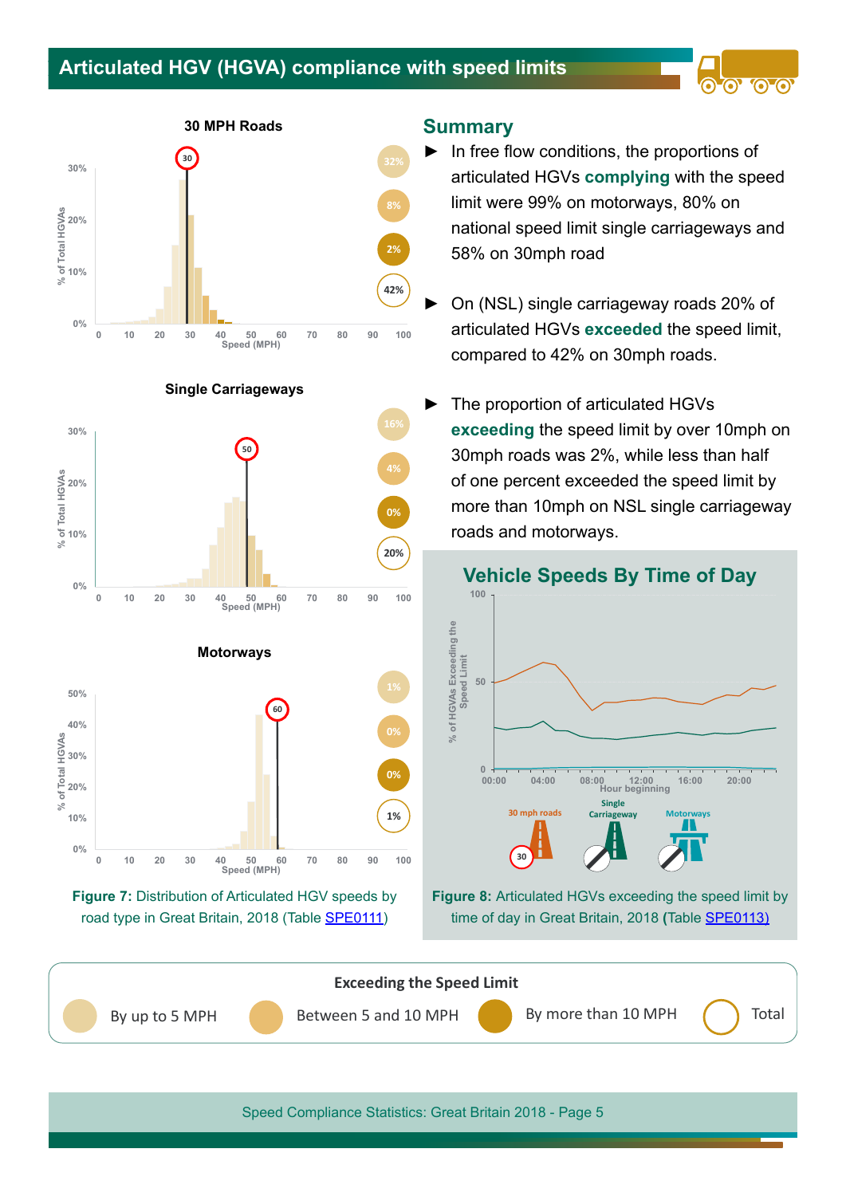# Articulated HGV (HGVA) compliance with speed limits

## Summary

- In free flow conditions, the proportions of articulated HGVs **complying** with the speed limit were 99% on motorways, 80% on national speed limit single carriageways and 58% on 30mph road
- On (NSL) single carriageway roads 20% of articulated HGVs **exceeded** the speed limit, compared to 42% on 30mph roads.
- The proportion of articulated HGVs **exceeding** the speed limit by over 10mph on 30mph roads was 2%, while less than half of one percent exceeded the speed limit by more than 10mph on NSL single carriageway roads and motorways.

**Figure 7:** Distribution of Articulated HGV speeds by road type in Great Britain, 2018 (Table SPE0111)

**Figure 8:** Articulated HGVs exceeding the speed limit by time of day in Great Britain, 2018 **(**Table SPE0113)

**Exceeding the Speed Limit** (legend for Figure 7)

| Road type | By up to 5 MPH | Between 5 and 10 MPH | By more than 10 MPH | Total |
|---|---|---|---|---|
| 30 MPH Roads | 32% | 8% | 2% | 42% |
| Single Carriageways | 16% | 4% | 0% | 20% |
| Motorways | 1% | 0% | 0% | 1% |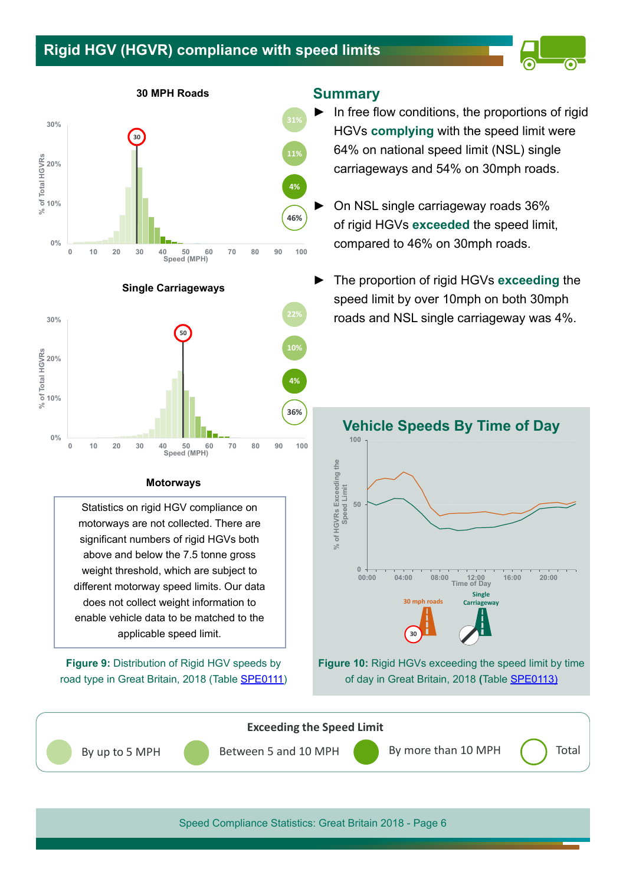# Rigid HGV (HGVR) compliance with speed limits

## Summary

- In free flow conditions, the proportions of rigid HGVs **complying** with the speed limit were 64% on national speed limit (NSL) single carriageways and 54% on 30mph roads.
- On NSL single carriageway roads 36% of rigid HGVs **exceeded** the speed limit, compared to 46% on 30mph roads.
- The proportion of rigid HGVs **exceeding** the speed limit by over 10mph on both 30mph roads and NSL single carriageway was 4%.

### 30 MPH Roads

Exceeding the speed limit: By up to 5 MPH 31%; Between 5 and 10 MPH 11%; By more than 10 MPH 4%; Total 46%

### Single Carriageways

Exceeding the speed limit: By up to 5 MPH 22%; Between 5 and 10 MPH 10%; By more than 10 MPH 4%; Total 36%

### Motorways

Statistics on rigid HGV compliance on motorways are not collected. There are significant numbers of rigid HGVs both above and below the 7.5 tonne gross weight threshold, which are subject to different motorway speed limits. Our data does not collect weight information to enable vehicle data to be matched to the applicable speed limit.

**Figure 9:** Distribution of Rigid HGV speeds by road type in Great Britain, 2018 (Table SPE0111)

### Vehicle Speeds By Time of Day

**Figure 10:** Rigid HGVs exceeding the speed limit by time of day in Great Britain, 2018 (Table SPE0113)

**Exceeding the Speed Limit**

By up to 5 MPH | Between 5 and 10 MPH | By more than 10 MPH | Total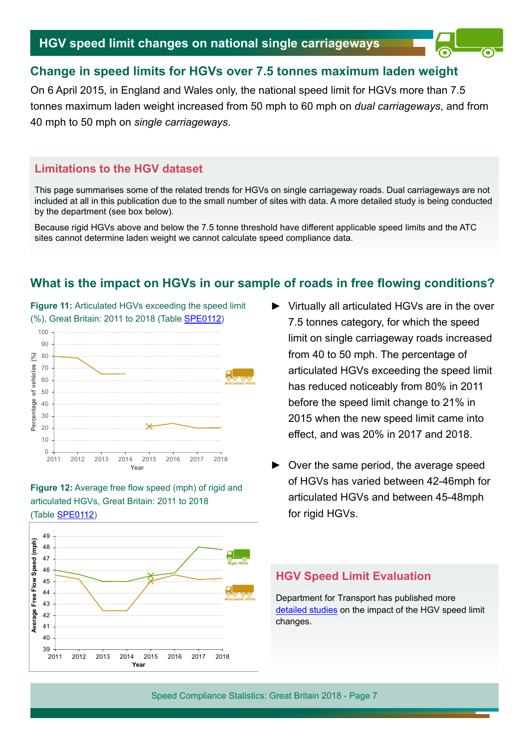# HGV speed limit changes on national single carriageways

## Change in speed limits for HGVs over 7.5 tonnes maximum laden weight

On 6 April 2015, in England and Wales only, the national speed limit for HGVs more than 7.5 tonnes maximum laden weight increased from 50 mph to 60 mph on *dual carriageways*, and from 40 mph to 50 mph on *single carriageways*.

### Limitations to the HGV dataset

This page summarises some of the related trends for HGVs on single carriageway roads. Dual carriageways are not included at all in this publication due to the small number of sites with data. A more detailed study is being conducted by the department (see box below).

Because rigid HGVs above and below the 7.5 tonne threshold have different applicable speed limits and the ATC sites cannot determine laden weight we cannot calculate speed compliance data.

## What is the impact on HGVs in our sample of roads in free flowing conditions?

**Figure 11:** Articulated HGVs exceeding the speed limit (%), Great Britain: 2011 to 2018 (Table SPE0112)

**Figure 12:** Average free flow speed (mph) of rigid and articulated HGVs, Great Britain: 2011 to 2018 (Table SPE0112)

- Virtually all articulated HGVs are in the over 7.5 tonnes category, for which the speed limit on single carriageway roads increased from 40 to 50 mph. The percentage of articulated HGVs exceeding the speed limit has reduced noticeably from 80% in 2011 before the speed limit change to 21% in 2015 when the new speed limit came into effect, and was 20% in 2017 and 2018.
- Over the same period, the average speed of HGVs has varied between 42-46mph for articulated HGVs and between 45-48mph for rigid HGVs.

### HGV Speed Limit Evaluation

Department for Transport has published more detailed studies on the impact of the HGV speed limit changes.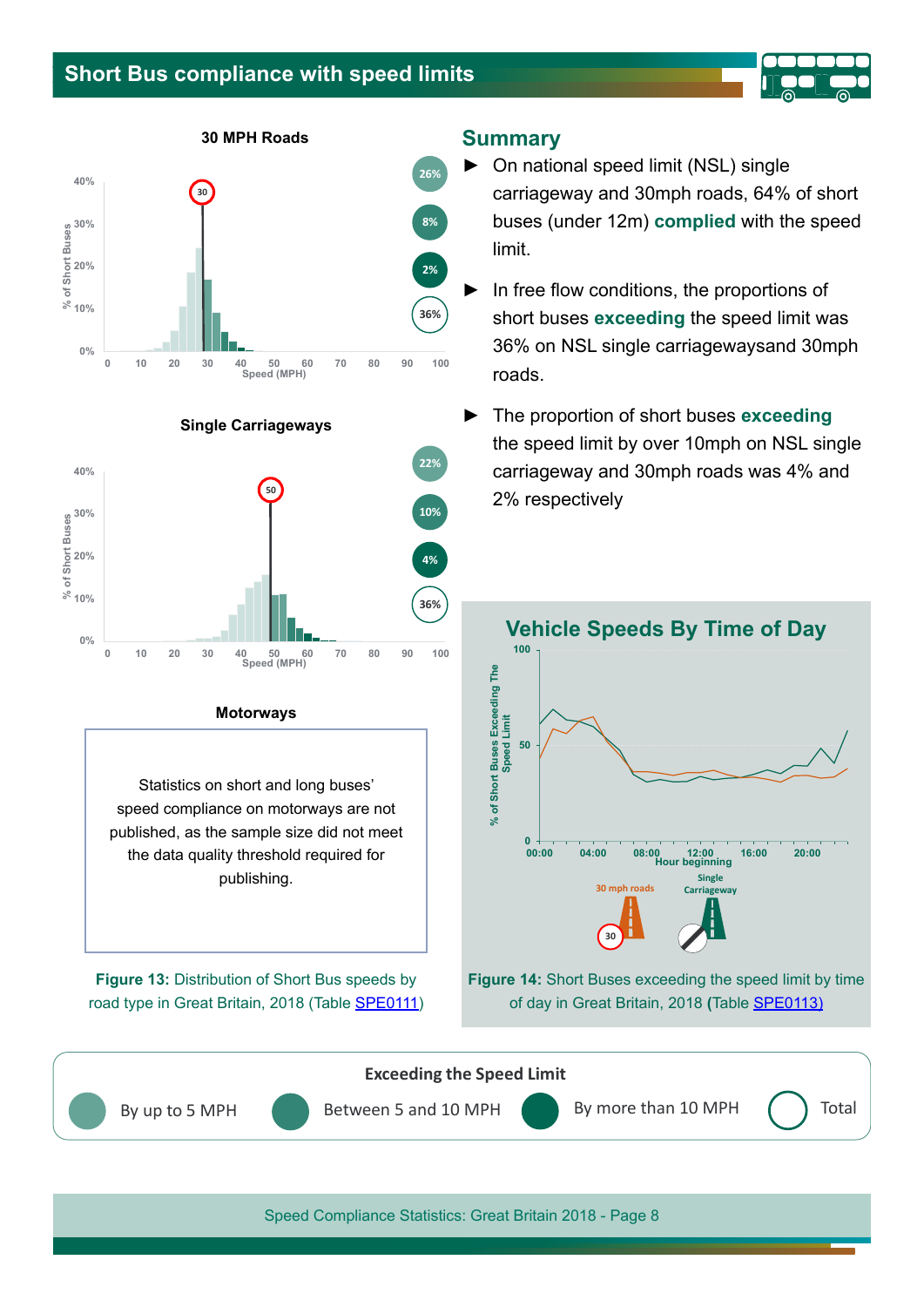# Short Bus compliance with speed limits

## Summary

- On national speed limit (NSL) single carriageway and 30mph roads, 64% of short buses (under 12m) **complied** with the speed limit.
- In free flow conditions, the proportions of short buses **exceeding** the speed limit was 36% on NSL single carriagewaysand 30mph roads.
- The proportion of short buses **exceeding** the speed limit by over 10mph on NSL single carriageway and 30mph roads was 4% and 2% respectively

### 30 MPH Roads

Exceeding: 26% (by up to 5 MPH), 8% (between 5 and 10 MPH), 2% (by more than 10 MPH), 36% (total)

### Single Carriageways

Exceeding: 22% (by up to 5 MPH), 10% (between 5 and 10 MPH), 4% (by more than 10 MPH), 36% (total)

### Motorways

Statistics on short and long buses' speed compliance on motorways are not published, as the sample size did not meet the data quality threshold required for publishing.

**Figure 13:** Distribution of Short Bus speeds by road type in Great Britain, 2018 (Table SPE0111)

### Vehicle Speeds By Time of Day

**Figure 14:** Short Buses exceeding the speed limit by time of day in Great Britain, 2018 (Table SPE0113)

**Exceeding the Speed Limit**

By up to 5 MPH | Between 5 and 10 MPH | By more than 10 MPH | Total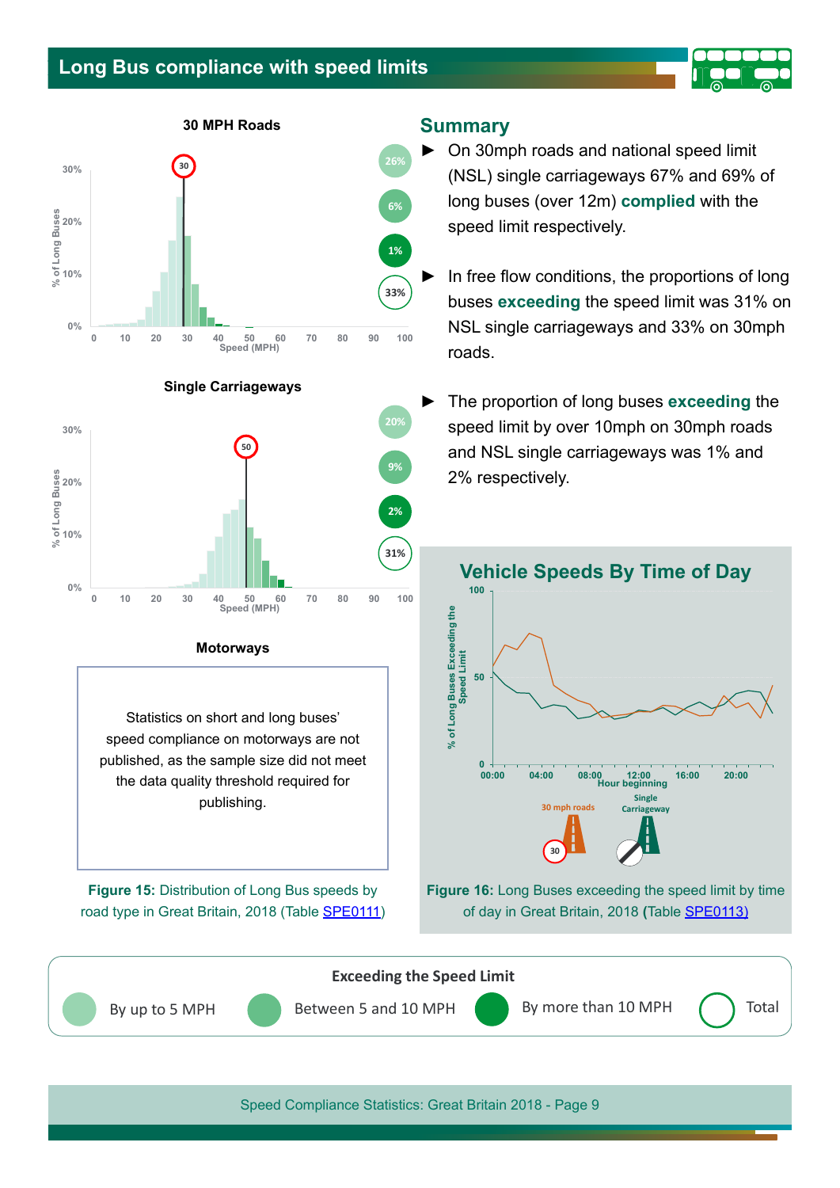# Long Bus compliance with speed limits

### 30 MPH Roads

26%
6%
1%
33%

### Single Carriageways

20%
9%
2%
31%

### Motorways

Statistics on short and long buses' speed compliance on motorways are not published, as the sample size did not meet the data quality threshold required for publishing.

**Figure 15:** Distribution of Long Bus speeds by road type in Great Britain, 2018 (Table SPE0111)

## Summary

- On 30mph roads and national speed limit (NSL) single carriageways 67% and 69% of long buses (over 12m) **complied** with the speed limit respectively.
- In free flow conditions, the proportions of long buses **exceeding** the speed limit was 31% on NSL single carriageways and 33% on 30mph roads.
- The proportion of long buses **exceeding** the speed limit by over 10mph on 30mph roads and NSL single carriageways was 1% and 2% respectively.

## Vehicle Speeds By Time of Day

**Figure 16:** Long Buses exceeding the speed limit by time of day in Great Britain, 2018 (Table SPE0113)

**Exceeding the Speed Limit**

By up to 5 MPH | Between 5 and 10 MPH | By more than 10 MPH | Total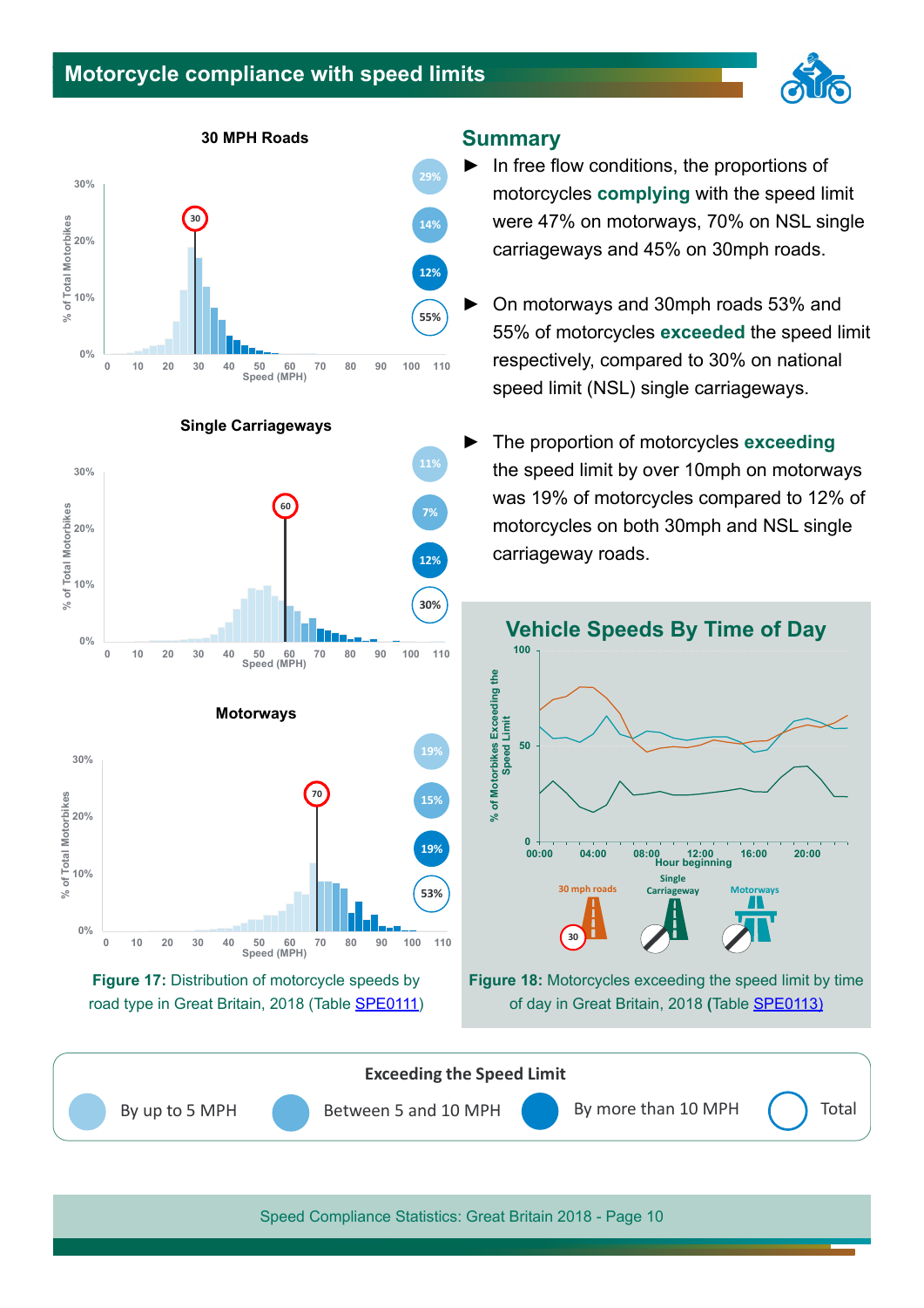# Motorcycle compliance with speed limits

## Summary

- In free flow conditions, the proportions of motorcycles **complying** with the speed limit were 47% on motorways, 70% on NSL single carriageways and 45% on 30mph roads.
- On motorways and 30mph roads 53% and 55% of motorcycles **exceeded** the speed limit respectively, compared to 30% on national speed limit (NSL) single carriageways.
- The proportion of motorcycles **exceeding** the speed limit by over 10mph on motorways was 19% of motorcycles compared to 12% of motorcycles on both 30mph and NSL single carriageway roads.

**Figure 17:** Distribution of motorcycle speeds by road type in Great Britain, 2018 (Table SPE0111)

| Road type | By up to 5 MPH | Between 5 and 10 MPH | By more than 10 MPH | Total |
|---|---|---|---|---|
| 30 MPH Roads | 29% | 14% | 12% | 55% |
| Single Carriageways | 11% | 7% | 12% | 30% |
| Motorways | 19% | 15% | 19% | 53% |

**Figure 18:** Motorcycles exceeding the speed limit by time of day in Great Britain, 2018 (Table SPE0113)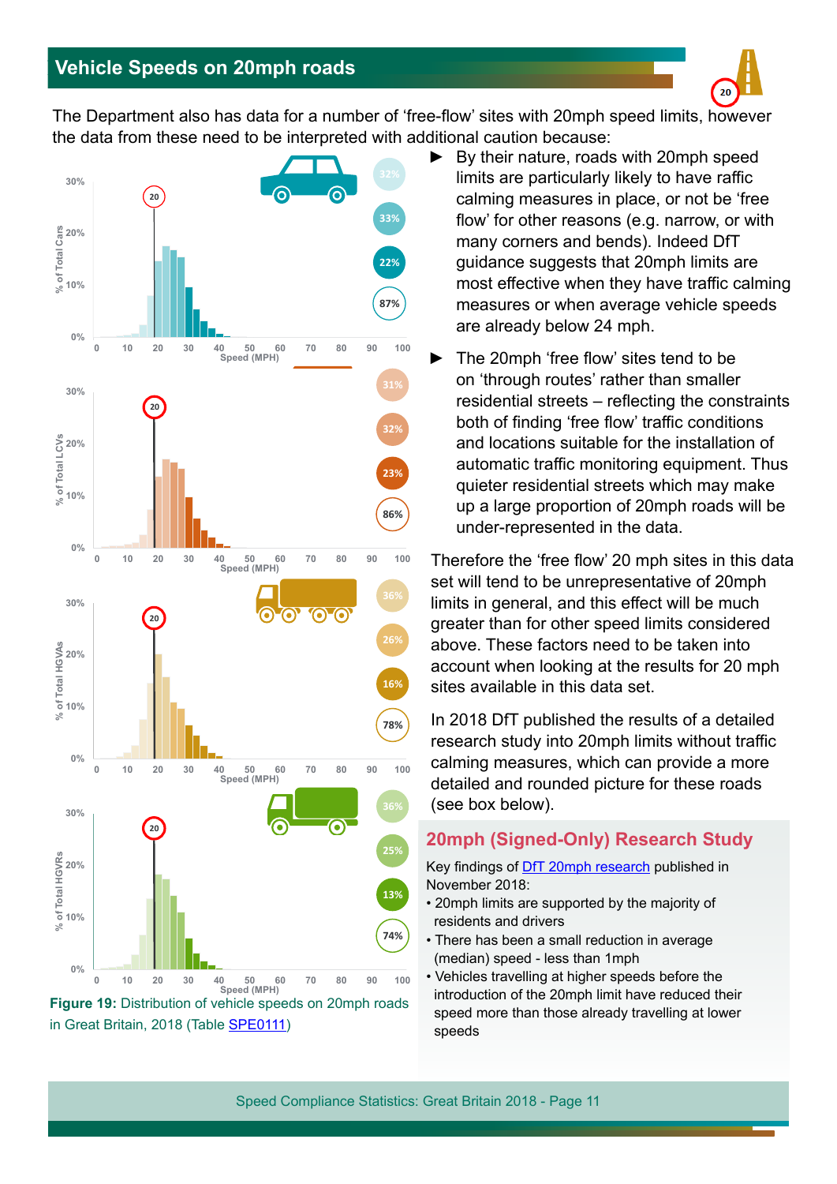## Vehicle Speeds on 20mph roads

The Department also has data for a number of 'free-flow' sites with 20mph speed limits, however the data from these need to be interpreted with additional caution because:

- By their nature, roads with 20mph speed limits are particularly likely to have raffic calming measures in place, or not be 'free flow' for other reasons (e.g. narrow, or with many corners and bends). Indeed DfT guidance suggests that 20mph limits are most effective when they have traffic calming measures or when average vehicle speeds are already below 24 mph.
- The 20mph 'free flow' sites tend to be on 'through routes' rather than smaller residential streets – reflecting the constraints both of finding 'free flow' traffic conditions and locations suitable for the installation of automatic traffic monitoring equipment. Thus quieter residential streets which may make up a large proportion of 20mph roads will be under-represented in the data.

Therefore the 'free flow' 20 mph sites in this data set will tend to be unrepresentative of 20mph limits in general, and this effect will be much greater than for other speed limits considered above. These factors need to be taken into account when looking at the results for 20 mph sites available in this data set.

In 2018 DfT published the results of a detailed research study into 20mph limits without traffic calming measures, which can provide a more detailed and rounded picture for these roads (see box below).

**Figure 19:** Distribution of vehicle speeds on 20mph roads in Great Britain, 2018 (Table SPE0111)

### 20mph (Signed-Only) Research Study

Key findings of DfT 20mph research published in November 2018:

- 20mph limits are supported by the majority of residents and drivers
- There has been a small reduction in average (median) speed - less than 1mph
- Vehicles travelling at higher speeds before the introduction of the 20mph limit have reduced their speed more than those already travelling at lower speeds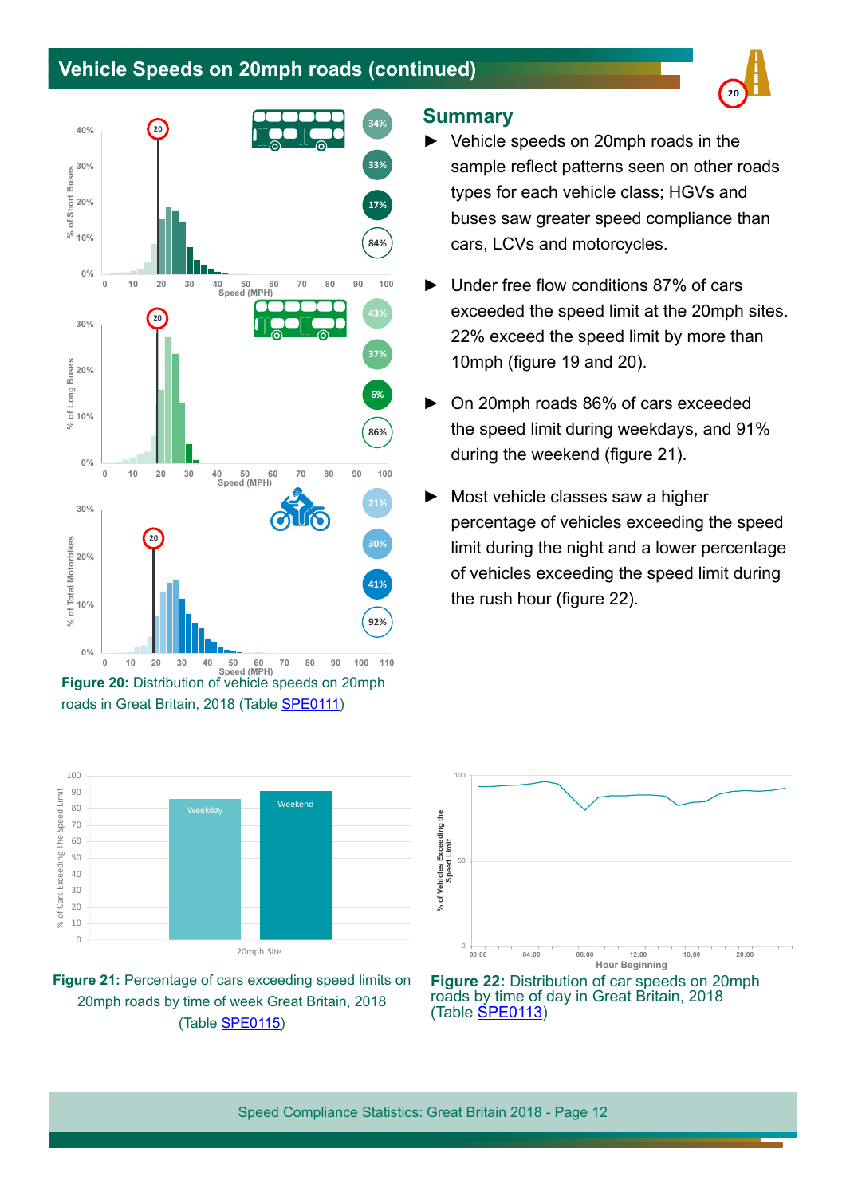## Vehicle Speeds on 20mph roads (continued)

Figure 20: Distribution of vehicle speeds on 20mph roads in Great Britain, 2018 (Table SPE0111)

### Summary

- Vehicle speeds on 20mph roads in the sample reflect patterns seen on other roads types for each vehicle class; HGVs and buses saw greater speed compliance than cars, LCVs and motorcycles.
- Under free flow conditions 87% of cars exceeded the speed limit at the 20mph sites. 22% exceed the speed limit by more than 10mph (figure 19 and 20).
- On 20mph roads 86% of cars exceeded the speed limit during weekdays, and 91% during the weekend (figure 21).
- Most vehicle classes saw a higher percentage of vehicles exceeding the speed limit during the night and a lower percentage of vehicles exceeding the speed limit during the rush hour (figure 22).

Figure 21: Percentage of cars exceeding speed limits on 20mph roads by time of week Great Britain, 2018 (Table SPE0115)

Figure 22: Distribution of car speeds on 20mph roads by time of day in Great Britain, 2018 (Table SPE0113)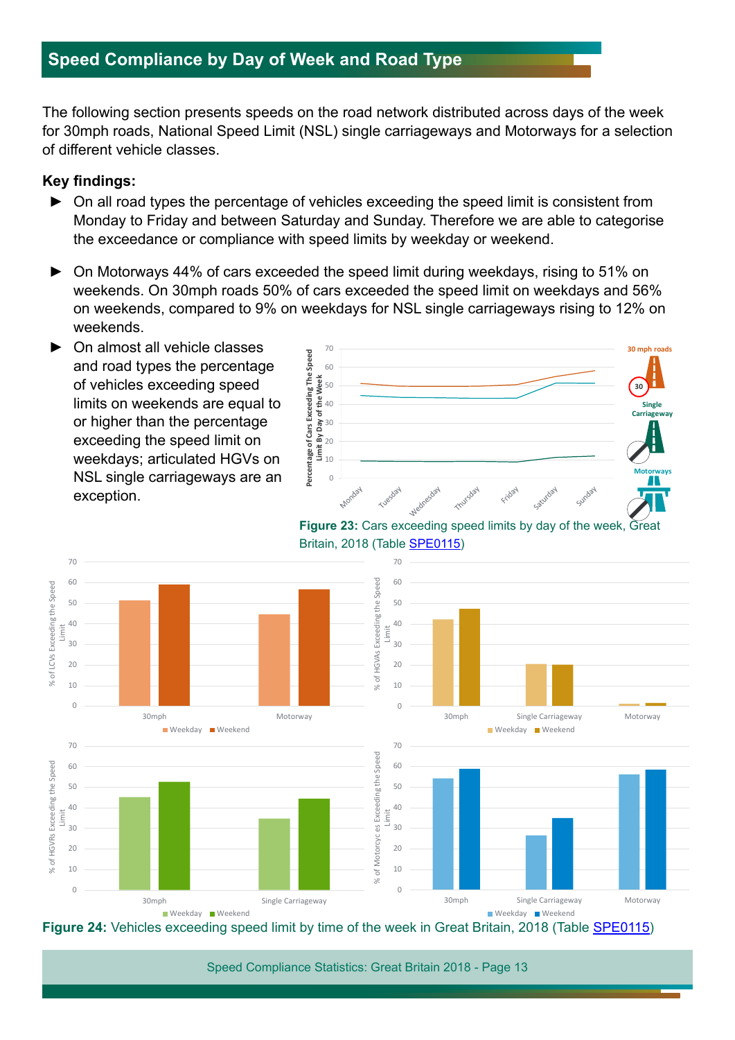## Speed Compliance by Day of Week and Road Type

The following section presents speeds on the road network distributed across days of the week for 30mph roads, National Speed Limit (NSL) single carriageways and Motorways for a selection of different vehicle classes.

**Key findings:**

- On all road types the percentage of vehicles exceeding the speed limit is consistent from Monday to Friday and between Saturday and Sunday. Therefore we are able to categorise the exceedance or compliance with speed limits by weekday or weekend.
- On Motorways 44% of cars exceeded the speed limit during weekdays, rising to 51% on weekends. On 30mph roads 50% of cars exceeded the speed limit on weekdays and 56% on weekends, compared to 9% on weekdays for NSL single carriageways rising to 12% on weekends.
- On almost all vehicle classes and road types the percentage of vehicles exceeding speed limits on weekends are equal to or higher than the percentage exceeding the speed limit on weekdays; articulated HGVs on NSL single carriageways are an exception.

**Figure 23:** Cars exceeding speed limits by day of the week, Great Britain, 2018 (Table SPE0115)

**Figure 24:** Vehicles exceeding speed limit by time of the week in Great Britain, 2018 (Table SPE0115)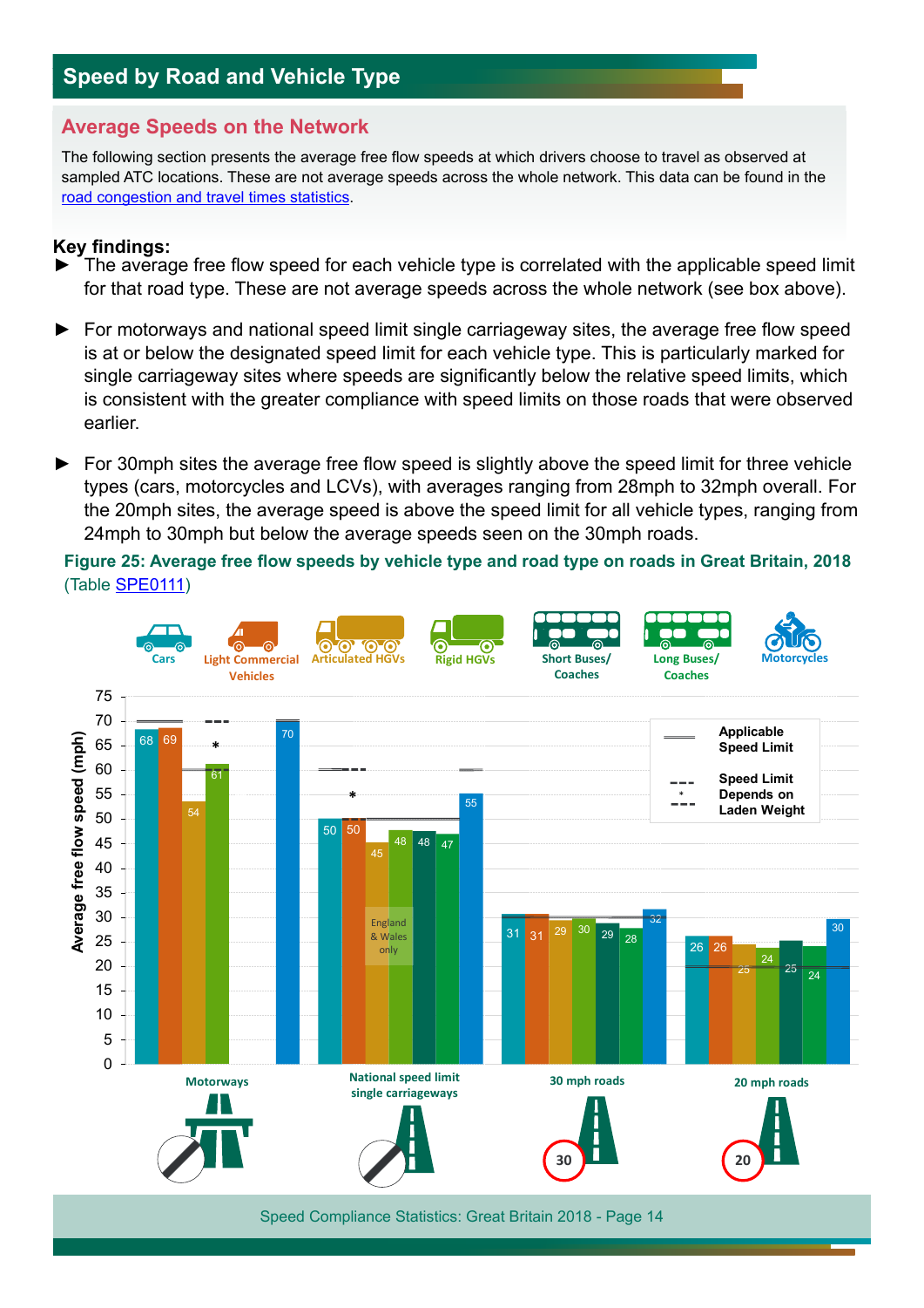# Speed by Road and Vehicle Type

## Average Speeds on the Network

The following section presents the average free flow speeds at which drivers choose to travel as observed at sampled ATC locations. These are not average speeds across the whole network. This data can be found in the road congestion and travel times statistics.

**Key findings:**

- The average free flow speed for each vehicle type is correlated with the applicable speed limit for that road type. These are not average speeds across the whole network (see box above).
- For motorways and national speed limit single carriageway sites, the average free flow speed is at or below the designated speed limit for each vehicle type. This is particularly marked for single carriageway sites where speeds are significantly below the relative speed limits, which is consistent with the greater compliance with speed limits on those roads that were observed earlier.
- For 30mph sites the average free flow speed is slightly above the speed limit for three vehicle types (cars, motorcycles and LCVs), with averages ranging from 28mph to 32mph overall. For the 20mph sites, the average speed is above the speed limit for all vehicle types, ranging from 24mph to 30mph but below the average speeds seen on the 30mph roads.

**Figure 25: Average free flow speeds by vehicle type and road type on roads in Great Britain, 2018** (Table SPE0111)

| Road type | Cars | Light Commercial Vehicles | Articulated HGVs | Rigid HGVs | Short Buses/ Coaches | Long Buses/ Coaches | Motorcycles |
|---|---|---|---|---|---|---|---|
| Motorways | 68 | 69 | 54 | 61 | | | 70 |
| National speed limit single carriageways | 50 | 50 | 45 (England & Wales only) | 48 | 48 | 47 | 55 |
| 30 mph roads | 31 | 31 | 29 | 30 | 29 | 28 | 32 |
| 20 mph roads | 26 | 26 | 25 | 24 | 25 | 24 | 30 |

Y-axis: Average free flow speed (mph)

Legend: Applicable Speed Limit; * Speed Limit Depends on Laden Weight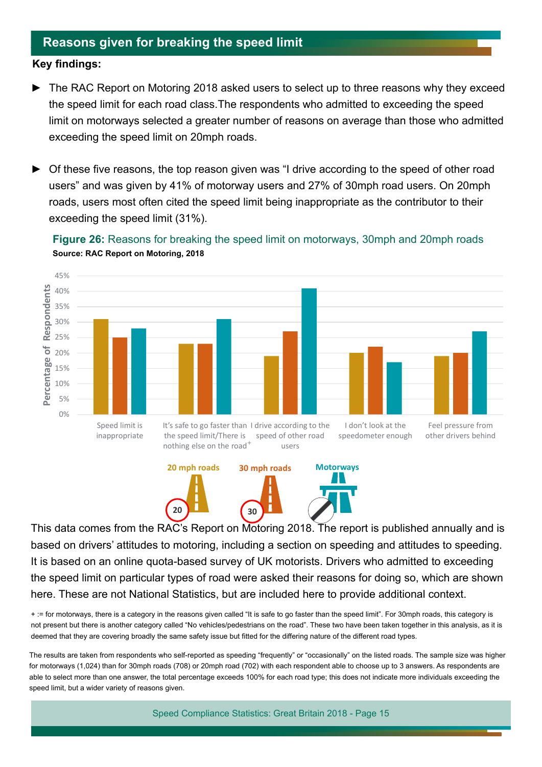## Reasons given for breaking the speed limit

**Key findings:**

- The RAC Report on Motoring 2018 asked users to select up to three reasons why they exceed the speed limit for each road class.The respondents who admitted to exceeding the speed limit on motorways selected a greater number of reasons on average than those who admitted exceeding the speed limit on 20mph roads.

- Of these five reasons, the top reason given was "I drive according to the speed of other road users" and was given by 41% of motorway users and 27% of 30mph road users. On 20mph roads, users most often cited the speed limit being inappropriate as the contributor to their exceeding the speed limit (31%).

**Figure 26:** Reasons for breaking the speed limit on motorways, 30mph and 20mph roads
**Source: RAC Report on Motoring, 2018**

| Reason | 20 mph roads | 30 mph roads | Motorways |
|---|---|---|---|
| Speed limit is inappropriate | 31% | 25% | 28% |
| It's safe to go faster than the speed limit/There is nothing else on the road+ | 23% | 23% | 31% |
| I drive according to the speed of other road users | 19% | 27% | 41% |
| I don't look at the speedometer enough | 20% | 22% | 17% |
| Feel pressure from other drivers behind | 19% | 20% | 27% |

This data comes from the RAC's Report on Motoring 2018. The report is published annually and is based on drivers' attitudes to motoring, including a section on speeding and attitudes to speeding. It is based on an online quota-based survey of UK motorists. Drivers who admitted to exceeding the speed limit on particular types of road were asked their reasons for doing so, which are shown here. These are not National Statistics, but are included here to provide additional context.

+ := for motorways, there is a category in the reasons given called "It is safe to go faster than the speed limit". For 30mph roads, this category is not present but there is another category called "No vehicles/pedestrians on the road". These two have been taken together in this analysis, as it is deemed that they are covering broadly the same safety issue but fitted for the differing nature of the different road types.

The results are taken from respondents who self-reported as speeding "frequently" or "occasionally" on the listed roads. The sample size was higher for motorways (1,024) than for 30mph roads (708) or 20mph road (702) with each respondent able to choose up to 3 answers. As respondents are able to select more than one answer, the total percentage exceeds 100% for each road type; this does not indicate more individuals exceeding the speed limit, but a wider variety of reasons given.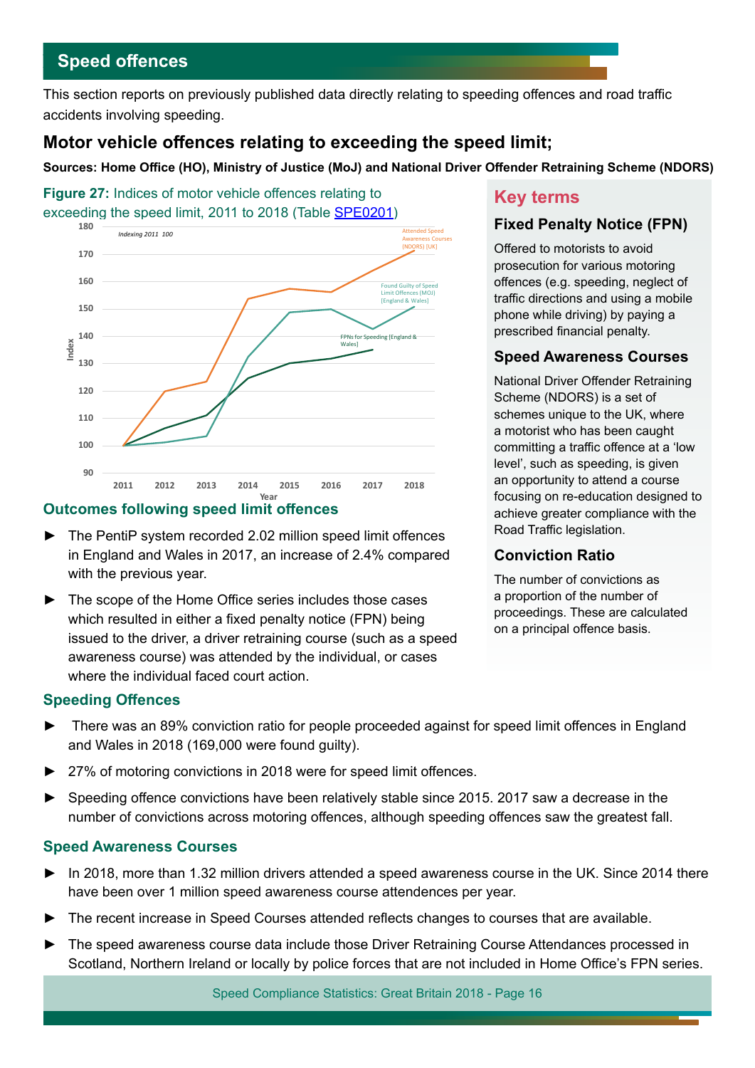## Speed offences

This section reports on previously published data directly relating to speeding offences and road traffic accidents involving speeding.

### Motor vehicle offences relating to exceeding the speed limit;

**Sources: Home Office (HO), Ministry of Justice (MoJ) and National Driver Offender Retraining Scheme (NDORS)**

**Figure 27:** Indices of motor vehicle offences relating to exceeding the speed limit, 2011 to 2018 (Table SPE0201)

### Outcomes following speed limit offences

- The PentiP system recorded 2.02 million speed limit offences in England and Wales in 2017, an increase of 2.4% compared with the previous year.
- The scope of the Home Office series includes those cases which resulted in either a fixed penalty notice (FPN) being issued to the driver, a driver retraining course (such as a speed awareness course) was attended by the individual, or cases where the individual faced court action.

### Key terms

**Fixed Penalty Notice (FPN)**

Offered to motorists to avoid prosecution for various motoring offences (e.g. speeding, neglect of traffic directions and using a mobile phone while driving) by paying a prescribed financial penalty.

**Speed Awareness Courses**

National Driver Offender Retraining Scheme (NDORS) is a set of schemes unique to the UK, where a motorist who has been caught committing a traffic offence at a 'low level', such as speeding, is given an opportunity to attend a course focusing on re-education designed to achieve greater compliance with the Road Traffic legislation.

**Conviction Ratio**

The number of convictions as a proportion of the number of proceedings. These are calculated on a principal offence basis.

### Speeding Offences

- There was an 89% conviction ratio for people proceeded against for speed limit offences in England and Wales in 2018 (169,000 were found guilty).
- 27% of motoring convictions in 2018 were for speed limit offences.
- Speeding offence convictions have been relatively stable since 2015. 2017 saw a decrease in the number of convictions across motoring offences, although speeding offences saw the greatest fall.

### Speed Awareness Courses

- In 2018, more than 1.32 million drivers attended a speed awareness course in the UK. Since 2014 there have been over 1 million speed awareness course attendences per year.
- The recent increase in Speed Courses attended reflects changes to courses that are available.
- The speed awareness course data include those Driver Retraining Course Attendances processed in Scotland, Northern Ireland or locally by police forces that are not included in Home Office's FPN series.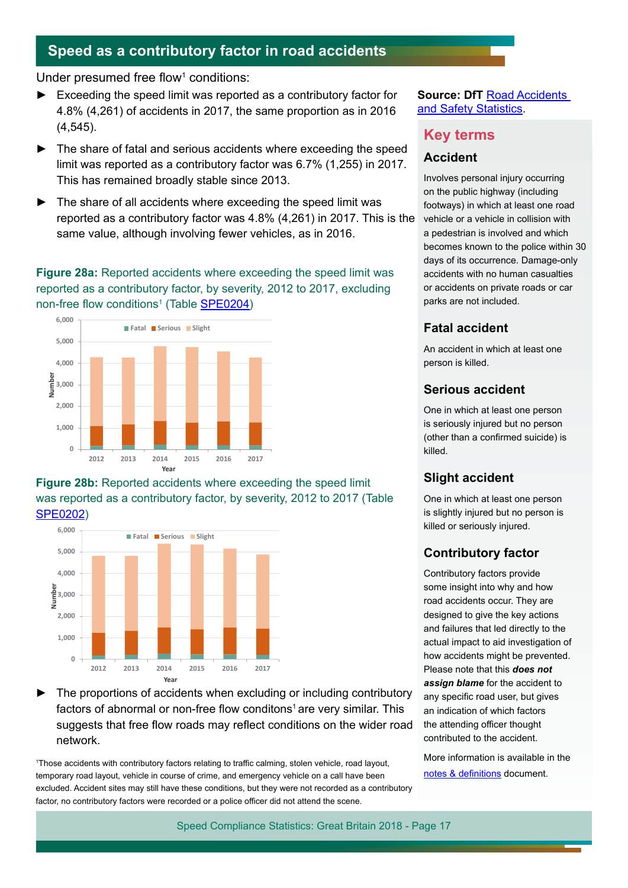## Speed as a contributory factor in road accidents

Under presumed free flow[1] conditions:

- Exceeding the speed limit was reported as a contributory factor for 4.8% (4,261) of accidents in 2017, the same proportion as in 2016 (4,545).
- The share of fatal and serious accidents where exceeding the speed limit was reported as a contributory factor was 6.7% (1,255) in 2017. This has remained broadly stable since 2013.
- The share of all accidents where exceeding the speed limit was reported as a contributory factor was 4.8% (4,261) in 2017. This is the same value, although involving fewer vehicles, as in 2016.

**Figure 28a:** Reported accidents where exceeding the speed limit was reported as a contributory factor, by severity, 2012 to 2017, excluding non-free flow conditions[1] (Table SPE0204)

**Figure 28b:** Reported accidents where exceeding the speed limit was reported as a contributory factor, by severity, 2012 to 2017 (Table SPE0202)

- The proportions of accidents when excluding or including contributory factors of abnormal or non-free flow conditons[1] are very similar. This suggests that free flow roads may reflect conditions on the wider road network.

[1]Those accidents with contributory factors relating to traffic calming, stolen vehicle, road layout, temporary road layout, vehicle in course of crime, and emergency vehicle on a call have been excluded. Accident sites may still have these conditions, but they were not recorded as a contributory factor, no contributory factors were recorded or a police officer did not attend the scene.

**Source: DfT** Road Accidents and Safety Statistics.

## Key terms

### Accident

Involves personal injury occurring on the public highway (including footways) in which at least one road vehicle or a vehicle in collision with a pedestrian is involved and which becomes known to the police within 30 days of its occurrence. Damage-only accidents with no human casualties or accidents on private roads or car parks are not included.

### Fatal accident

An accident in which at least one person is killed.

### Serious accident

One in which at least one person is seriously injured but no person (other than a confirmed suicide) is killed.

### Slight accident

One in which at least one person is slightly injured but no person is killed or seriously injured.

### Contributory factor

Contributory factors provide some insight into why and how road accidents occur. They are designed to give the key actions and failures that led directly to the actual impact to aid investigation of how accidents might be prevented. Please note that this ***does not assign blame*** for the accident to any specific road user, but gives an indication of which factors the attending officer thought contributed to the accident.

More information is available in the notes & definitions document.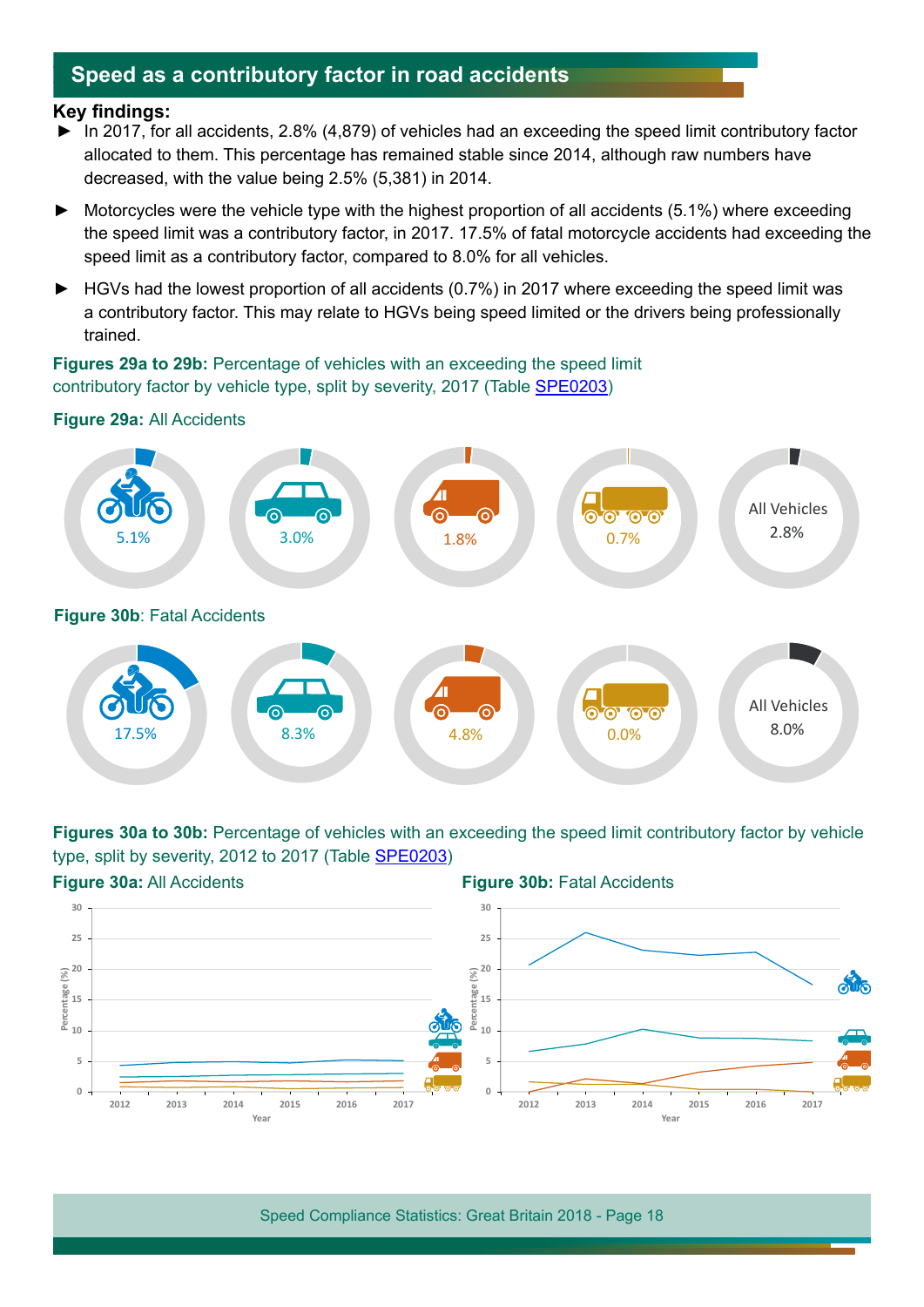## Speed as a contributory factor in road accidents

**Key findings:**

- In 2017, for all accidents, 2.8% (4,879) of vehicles had an exceeding the speed limit contributory factor allocated to them. This percentage has remained stable since 2014, although raw numbers have decreased, with the value being 2.5% (5,381) in 2014.
- Motorcycles were the vehicle type with the highest proportion of all accidents (5.1%) where exceeding the speed limit was a contributory factor, in 2017. 17.5% of fatal motorcycle accidents had exceeding the speed limit as a contributory factor, compared to 8.0% for all vehicles.
- HGVs had the lowest proportion of all accidents (0.7%) in 2017 where exceeding the speed limit was a contributory factor. This may relate to HGVs being speed limited or the drivers being professionally trained.

**Figures 29a to 29b:** Percentage of vehicles with an exceeding the speed limit contributory factor by vehicle type, split by severity, 2017 (Table SPE0203)

**Figure 29a:** All Accidents

5.1% | 3.0% | 1.8% | 0.7% | All Vehicles 2.8%

**Figure 30b**: Fatal Accidents

17.5% | 8.3% | 4.8% | 0.0% | All Vehicles 8.0%

**Figures 30a to 30b:** Percentage of vehicles with an exceeding the speed limit contributory factor by vehicle type, split by severity, 2012 to 2017 (Table SPE0203)

**Figure 30a:** All Accidents

**Figure 30b:** Fatal Accidents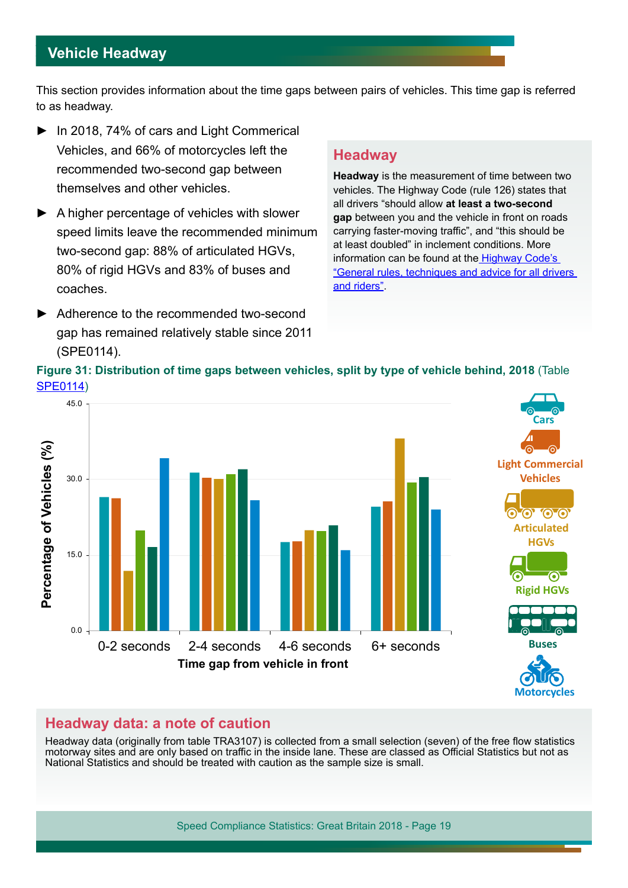## Vehicle Headway

This section provides information about the time gaps between pairs of vehicles. This time gap is referred to as headway.

- In 2018, 74% of cars and Light Commerical Vehicles, and 66% of motorcycles left the recommended two-second gap between themselves and other vehicles.
- A higher percentage of vehicles with slower speed limits leave the recommended minimum two-second gap: 88% of articulated HGVs, 80% of rigid HGVs and 83% of buses and coaches.
- Adherence to the recommended two-second gap has remained relatively stable since 2011 (SPE0114).

### Headway

**Headway** is the measurement of time between two vehicles. The Highway Code (rule 126) states that all drivers "should allow **at least a two-second gap** between you and the vehicle in front on roads carrying faster-moving traffic", and "this should be at least doubled" in inclement conditions. More information can be found at the Highway Code's "General rules, techniques and advice for all drivers and riders".

**Figure 31: Distribution of time gaps between vehicles, split by type of vehicle behind, 2018** (Table SPE0114)

### Headway data: a note of caution

Headway data (originally from table TRA3107) is collected from a small selection (seven) of the free flow statistics motorway sites and are only based on traffic in the inside lane. These are classed as Official Statistics but not as National Statistics and should be treated with caution as the sample size is small.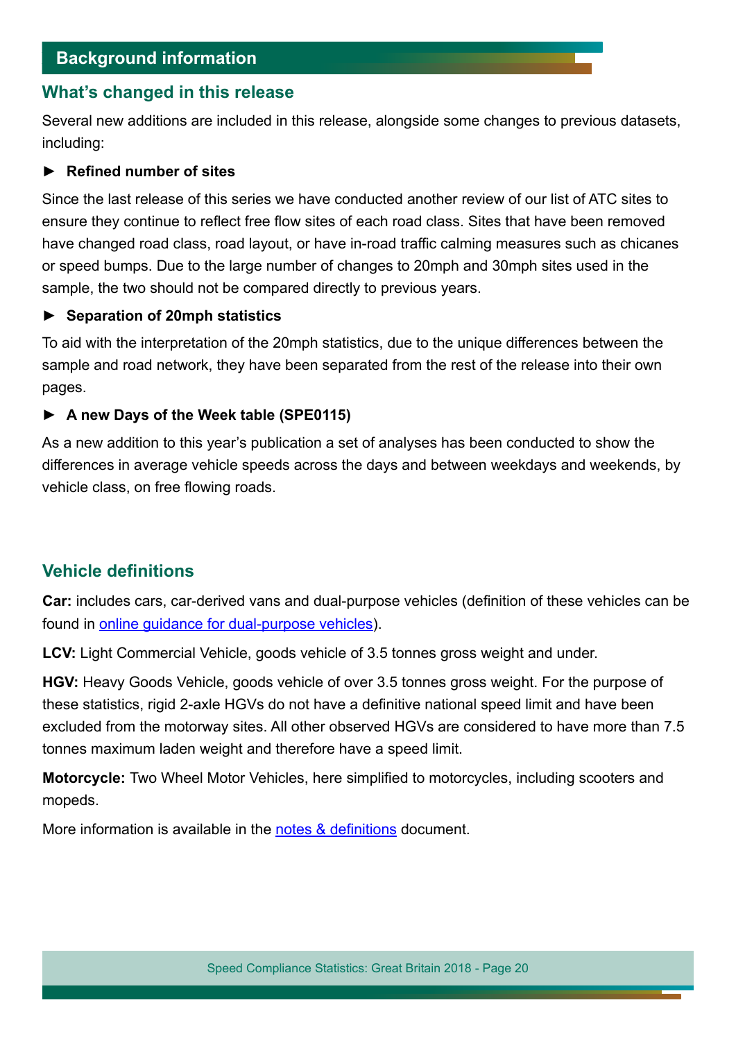## Background information

### What's changed in this release

Several new additions are included in this release, alongside some changes to previous datasets, including:

► **Refined number of sites**

Since the last release of this series we have conducted another review of our list of ATC sites to ensure they continue to reflect free flow sites of each road class. Sites that have been removed have changed road class, road layout, or have in-road traffic calming measures such as chicanes or speed bumps. Due to the large number of changes to 20mph and 30mph sites used in the sample, the two should not be compared directly to previous years.

► **Separation of 20mph statistics**

To aid with the interpretation of the 20mph statistics, due to the unique differences between the sample and road network, they have been separated from the rest of the release into their own pages.

► **A new Days of the Week table (SPE0115)**

As a new addition to this year's publication a set of analyses has been conducted to show the differences in average vehicle speeds across the days and between weekdays and weekends, by vehicle class, on free flowing roads.

### Vehicle definitions

**Car:** includes cars, car-derived vans and dual-purpose vehicles (definition of these vehicles can be found in online guidance for dual-purpose vehicles).

**LCV:** Light Commercial Vehicle, goods vehicle of 3.5 tonnes gross weight and under.

**HGV:** Heavy Goods Vehicle, goods vehicle of over 3.5 tonnes gross weight. For the purpose of these statistics, rigid 2-axle HGVs do not have a definitive national speed limit and have been excluded from the motorway sites. All other observed HGVs are considered to have more than 7.5 tonnes maximum laden weight and therefore have a speed limit.

**Motorcycle:** Two Wheel Motor Vehicles, here simplified to motorcycles, including scooters and mopeds.

More information is available in the notes & definitions document.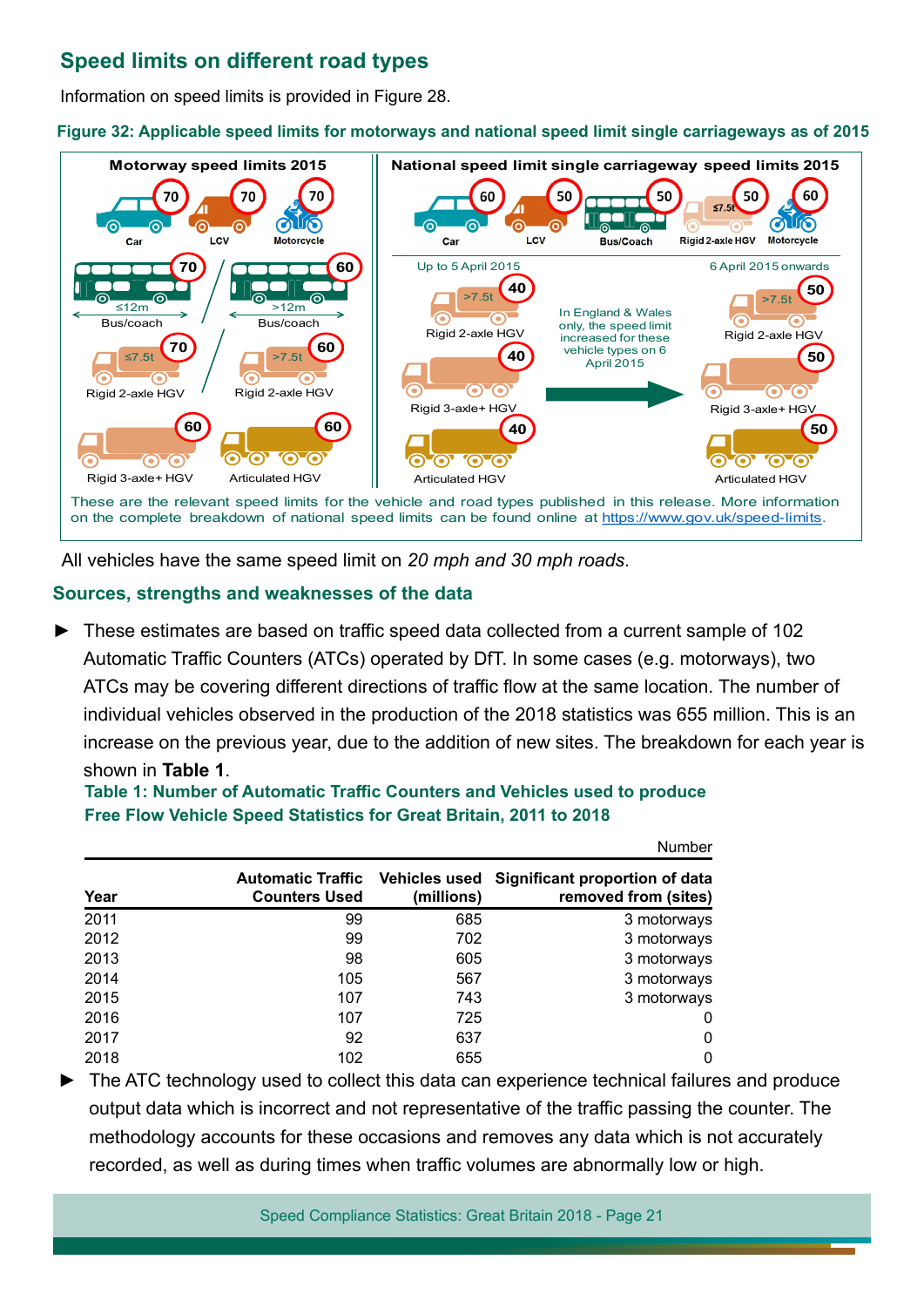## Speed limits on different road types

Information on speed limits is provided in Figure 28.

**Figure 32: Applicable speed limits for motorways and national speed limit single carriageways as of 2015**

**Motorway speed limits 2015**

Car 70, LCV 70, Motorcycle 70

Bus/coach ≤12m 70 / Bus/coach >12m 60

Rigid 2-axle HGV ≤7.5t 70 / Rigid 2-axle HGV >7.5t 60

Rigid 3-axle+ HGV 60, Articulated HGV 60

**National speed limit single carriageway speed limits 2015**

Car 60, LCV 50, Bus/Coach 50, Rigid 2-axle HGV ≤7.5t 50, Motorcycle 60

Up to 5 April 2015: Rigid 2-axle HGV >7.5t 40, Rigid 3-axle+ HGV 40, Articulated HGV 40

In England & Wales only, the speed limit increased for these vehicle types on 6 April 2015

6 April 2015 onwards: Rigid 2-axle HGV >7.5t 50, Rigid 3-axle+ HGV 50, Articulated HGV 50

These are the relevant speed limits for the vehicle and road types published in this release. More information on the complete breakdown of national speed limits can be found online at https://www.gov.uk/speed-limits.

All vehicles have the same speed limit on *20 mph and 30 mph roads*.

### Sources, strengths and weaknesses of the data

- These estimates are based on traffic speed data collected from a current sample of 102 Automatic Traffic Counters (ATCs) operated by DfT. In some cases (e.g. motorways), two ATCs may be covering different directions of traffic flow at the same location. The number of individual vehicles observed in the production of the 2018 statistics was 655 million. This is an increase on the previous year, due to the addition of new sites. The breakdown for each year is shown in **Table 1**.

**Table 1: Number of Automatic Traffic Counters and Vehicles used to produce Free Flow Vehicle Speed Statistics for Great Britain, 2011 to 2018**

Number

| Year | Automatic Traffic Counters Used | Vehicles used (millions) | Significant proportion of data removed from (sites) |
|---|---|---|---|
| 2011 | 99 | 685 | 3 motorways |
| 2012 | 99 | 702 | 3 motorways |
| 2013 | 98 | 605 | 3 motorways |
| 2014 | 105 | 567 | 3 motorways |
| 2015 | 107 | 743 | 3 motorways |
| 2016 | 107 | 725 | 0 |
| 2017 | 92 | 637 | 0 |
| 2018 | 102 | 655 | 0 |

- The ATC technology used to collect this data can experience technical failures and produce output data which is incorrect and not representative of the traffic passing the counter. The methodology accounts for these occasions and removes any data which is not accurately recorded, as well as during times when traffic volumes are abnormally low or high.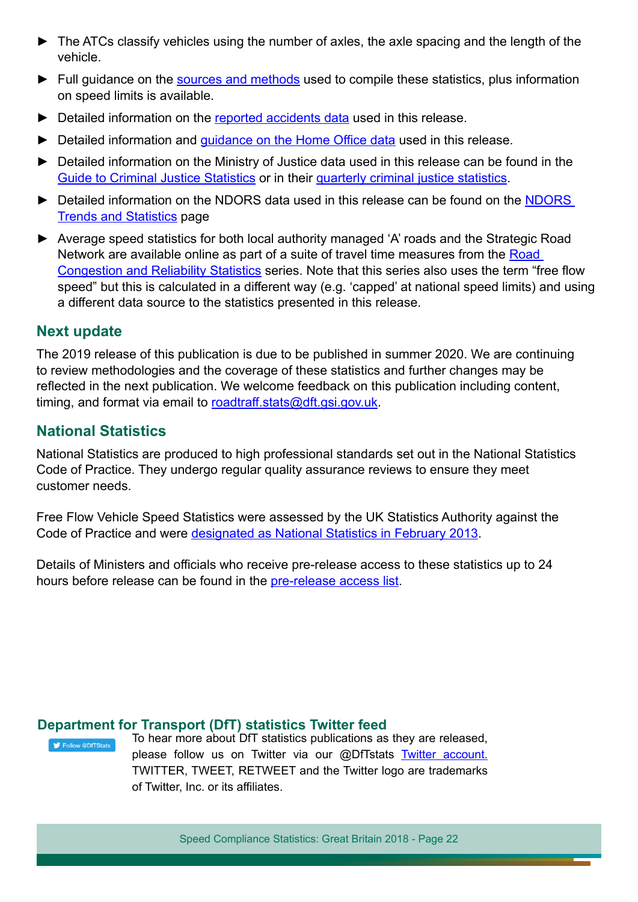- The ATCs classify vehicles using the number of axles, the axle spacing and the length of the vehicle.
- Full guidance on the sources and methods used to compile these statistics, plus information on speed limits is available.
- Detailed information on the reported accidents data used in this release.
- Detailed information and guidance on the Home Office data used in this release.
- Detailed information on the Ministry of Justice data used in this release can be found in the Guide to Criminal Justice Statistics or in their quarterly criminal justice statistics.
- Detailed information on the NDORS data used in this release can be found on the NDORS Trends and Statistics page
- Average speed statistics for both local authority managed 'A' roads and the Strategic Road Network are available online as part of a suite of travel time measures from the Road Congestion and Reliability Statistics series. Note that this series also uses the term "free flow speed" but this is calculated in a different way (e.g. 'capped' at national speed limits) and using a different data source to the statistics presented in this release.

## Next update

The 2019 release of this publication is due to be published in summer 2020. We are continuing to review methodologies and the coverage of these statistics and further changes may be reflected in the next publication. We welcome feedback on this publication including content, timing, and format via email to roadtraff.stats@dft.gsi.gov.uk.

## National Statistics

National Statistics are produced to high professional standards set out in the National Statistics Code of Practice. They undergo regular quality assurance reviews to ensure they meet customer needs.

Free Flow Vehicle Speed Statistics were assessed by the UK Statistics Authority against the Code of Practice and were designated as National Statistics in February 2013.

Details of Ministers and officials who receive pre-release access to these statistics up to 24 hours before release can be found in the pre-release access list.

## Department for Transport (DfT) statistics Twitter feed

Follow @DfTStats

To hear more about DfT statistics publications as they are released, please follow us on Twitter via our @DfTstats Twitter account. TWITTER, TWEET, RETWEET and the Twitter logo are trademarks of Twitter, Inc. or its affiliates.